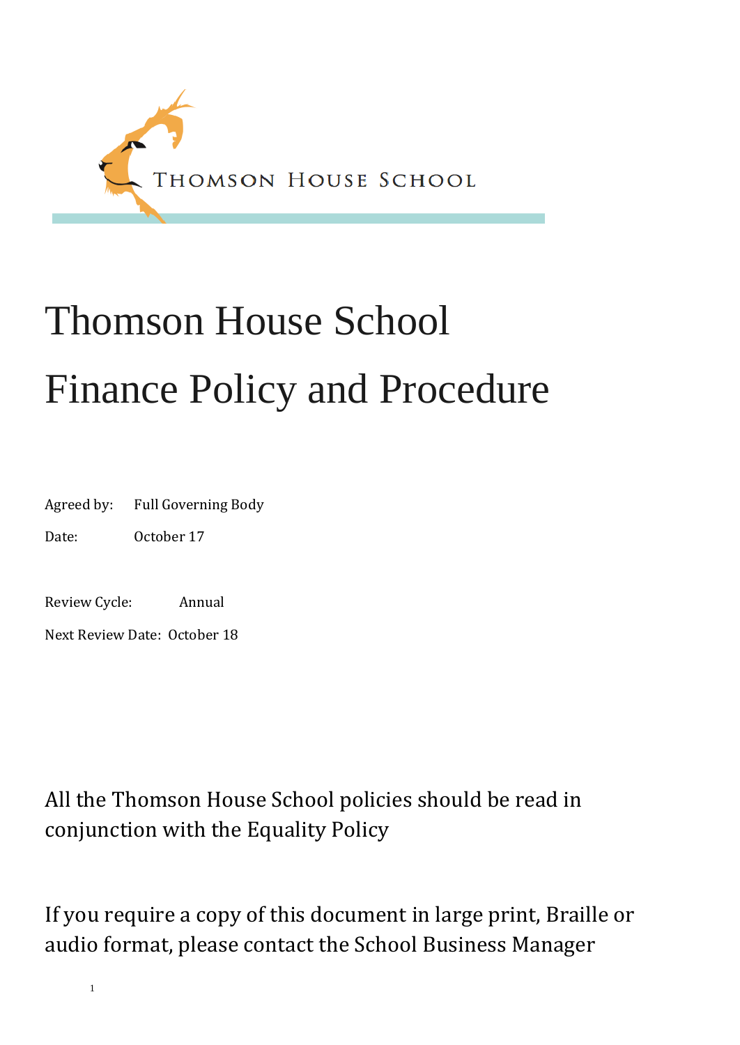THOMSON HOUSE SCHOOL

# Thomson House School

# Finance Policy and Procedure

Agreed by: Full Governing Body

Date: October 17

Review Cycle: Annual

Next Review Date: October 18

All the Thomson House School policies should be read in conjunction with the Equality Policy

If you require a copy of this document in large print, Braille or audio format, please contact the School Business Manager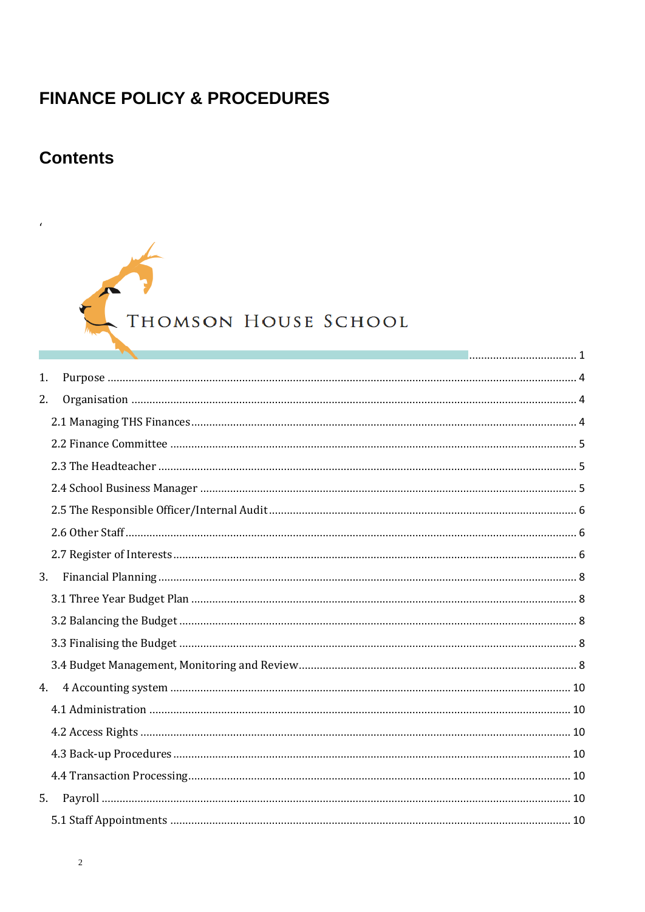# FINANCE POLICY & PROCEDURES

## Contents

‘

THOMSON HOUSE SCHOOL ..................................... 1

1. Purpose ..................................... 4
2. Organisation ..................................... 4
   - 2.1 Managing THS Finances ..................................... 4
   - 2.2 Finance Committee ..................................... 5
   - 2.3 The Headteacher ..................................... 5
   - 2.4 School Business Manager ..................................... 5
   - 2.5 The Responsible Officer/Internal Audit ..................................... 6
   - 2.6 Other Staff ..................................... 6
   - 2.7 Register of Interests ..................................... 6
3. Financial Planning ..................................... 8
   - 3.1 Three Year Budget Plan ..................................... 8
   - 3.2 Balancing the Budget ..................................... 8
   - 3.3 Finalising the Budget ..................................... 8
   - 3.4 Budget Management, Monitoring and Review ..................................... 8
4. 4 Accounting system ..................................... 10
   - 4.1 Administration ..................................... 10
   - 4.2 Access Rights ..................................... 10
   - 4.3 Back-up Procedures ..................................... 10
   - 4.4 Transaction Processing ..................................... 10
5. Payroll ..................................... 10
   - 5.1 Staff Appointments ..................................... 10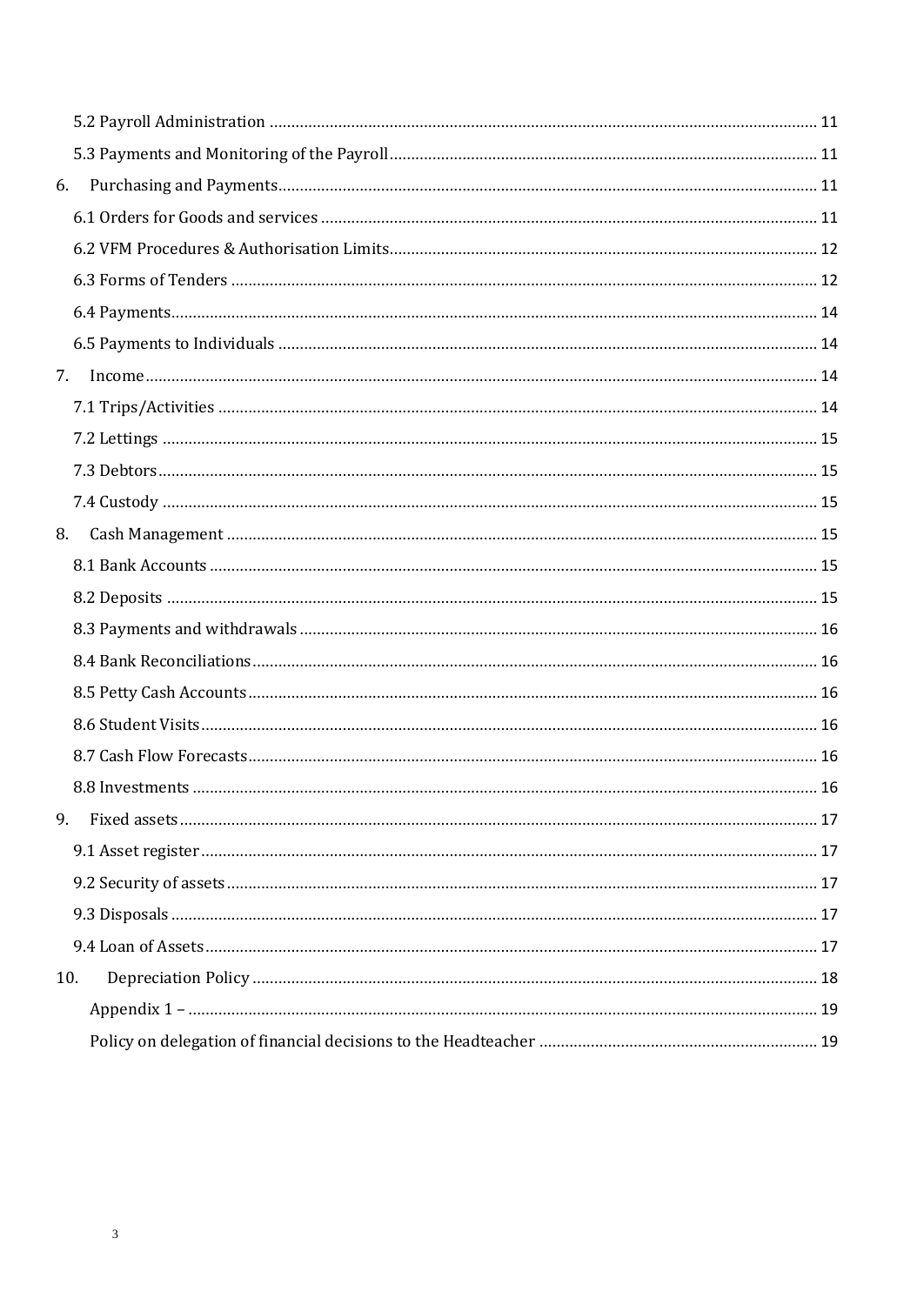5.2 Payroll Administration ..... 11

5.3 Payments and Monitoring of the Payroll ..... 11

6. Purchasing and Payments ..... 11

6.1 Orders for Goods and services ..... 11

6.2 VFM Procedures & Authorisation Limits ..... 12

6.3 Forms of Tenders ..... 12

6.4 Payments ..... 14

6.5 Payments to Individuals ..... 14

7. Income ..... 14

7.1 Trips/Activities ..... 14

7.2 Lettings ..... 15

7.3 Debtors ..... 15

7.4 Custody ..... 15

8. Cash Management ..... 15

8.1 Bank Accounts ..... 15

8.2 Deposits ..... 15

8.3 Payments and withdrawals ..... 16

8.4 Bank Reconciliations ..... 16

8.5 Petty Cash Accounts ..... 16

8.6 Student Visits ..... 16

8.7 Cash Flow Forecasts ..... 16

8.8 Investments ..... 16

9. Fixed assets ..... 17

9.1 Asset register ..... 17

9.2 Security of assets ..... 17

9.3 Disposals ..... 17

9.4 Loan of Assets ..... 17

10. Depreciation Policy ..... 18

Appendix 1 – ..... 19

Policy on delegation of financial decisions to the Headteacher ..... 19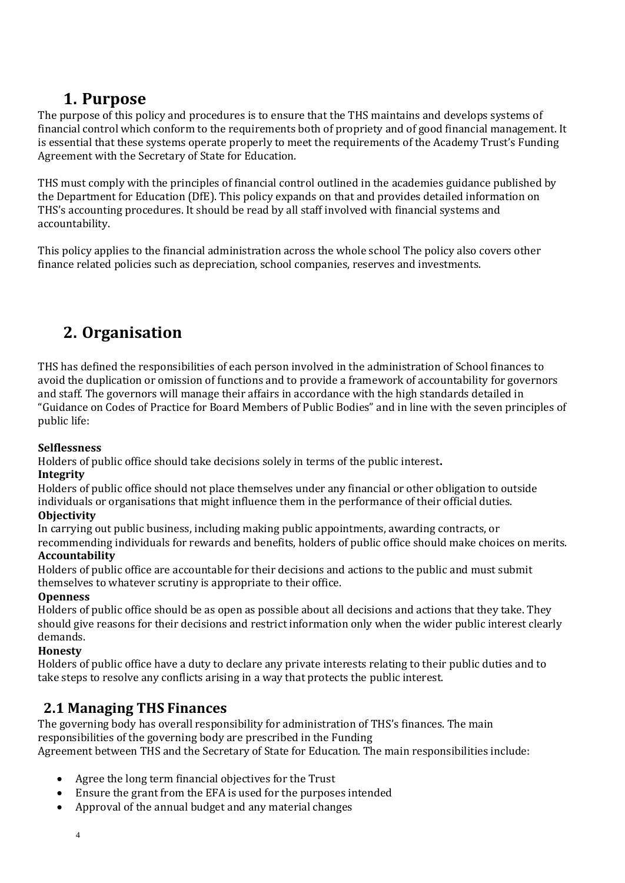# 1. Purpose

The purpose of this policy and procedures is to ensure that the THS maintains and develops systems of financial control which conform to the requirements both of propriety and of good financial management. It is essential that these systems operate properly to meet the requirements of the Academy Trust's Funding Agreement with the Secretary of State for Education.

THS must comply with the principles of financial control outlined in the academies guidance published by the Department for Education (DfE). This policy expands on that and provides detailed information on THS's accounting procedures. It should be read by all staff involved with financial systems and accountability.

This policy applies to the financial administration across the whole school The policy also covers other finance related policies such as depreciation, school companies, reserves and investments.

# 2. Organisation

THS has defined the responsibilities of each person involved in the administration of School finances to avoid the duplication or omission of functions and to provide a framework of accountability for governors and staff. The governors will manage their affairs in accordance with the high standards detailed in "Guidance on Codes of Practice for Board Members of Public Bodies" and in line with the seven principles of public life:

**Selflessness**
Holders of public office should take decisions solely in terms of the public interest**.**

**Integrity**
Holders of public office should not place themselves under any financial or other obligation to outside individuals or organisations that might influence them in the performance of their official duties.

**Objectivity**
In carrying out public business, including making public appointments, awarding contracts, or recommending individuals for rewards and benefits, holders of public office should make choices on merits.

**Accountability**
Holders of public office are accountable for their decisions and actions to the public and must submit themselves to whatever scrutiny is appropriate to their office.

**Openness**
Holders of public office should be as open as possible about all decisions and actions that they take. They should give reasons for their decisions and restrict information only when the wider public interest clearly demands.

**Honesty**
Holders of public office have a duty to declare any private interests relating to their public duties and to take steps to resolve any conflicts arising in a way that protects the public interest.

## 2.1 Managing THS Finances

The governing body has overall responsibility for administration of THS's finances. The main responsibilities of the governing body are prescribed in the Funding Agreement between THS and the Secretary of State for Education. The main responsibilities include:

- Agree the long term financial objectives for the Trust
- Ensure the grant from the EFA is used for the purposes intended
- Approval of the annual budget and any material changes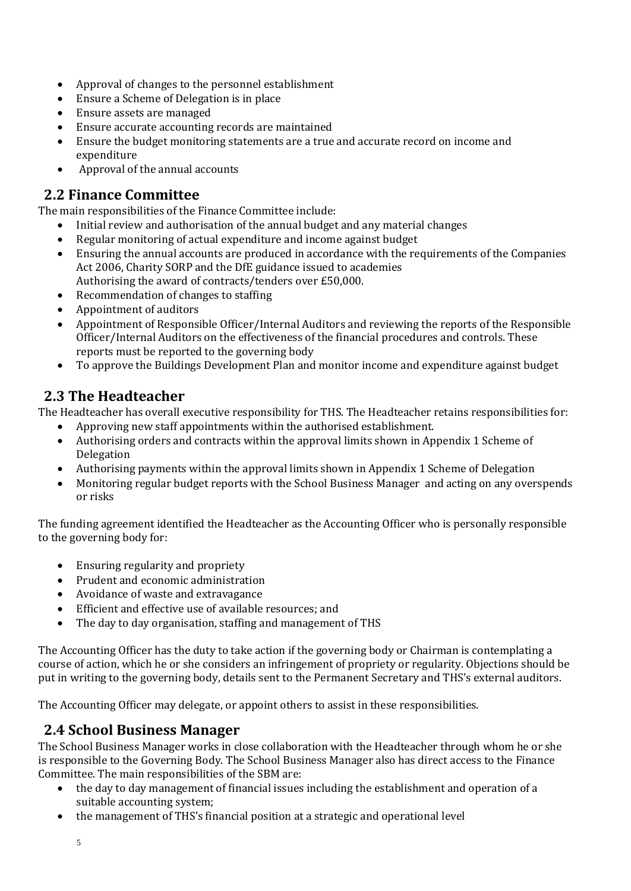- Approval of changes to the personnel establishment
- Ensure a Scheme of Delegation is in place
- Ensure assets are managed
- Ensure accurate accounting records are maintained
- Ensure the budget monitoring statements are a true and accurate record on income and expenditure
- Approval of the annual accounts

## 2.2 Finance Committee

The main responsibilities of the Finance Committee include:

- Initial review and authorisation of the annual budget and any material changes
- Regular monitoring of actual expenditure and income against budget
- Ensuring the annual accounts are produced in accordance with the requirements of the Companies Act 2006, Charity SORP and the DfE guidance issued to academies
  Authorising the award of contracts/tenders over £50,000.
- Recommendation of changes to staffing
- Appointment of auditors
- Appointment of Responsible Officer/Internal Auditors and reviewing the reports of the Responsible Officer/Internal Auditors on the effectiveness of the financial procedures and controls. These reports must be reported to the governing body
- To approve the Buildings Development Plan and monitor income and expenditure against budget

## 2.3 The Headteacher

The Headteacher has overall executive responsibility for THS. The Headteacher retains responsibilities for:

- Approving new staff appointments within the authorised establishment.
- Authorising orders and contracts within the approval limits shown in Appendix 1 Scheme of Delegation
- Authorising payments within the approval limits shown in Appendix 1 Scheme of Delegation
- Monitoring regular budget reports with the School Business Manager and acting on any overspends or risks

The funding agreement identified the Headteacher as the Accounting Officer who is personally responsible to the governing body for:

- Ensuring regularity and propriety
- Prudent and economic administration
- Avoidance of waste and extravagance
- Efficient and effective use of available resources; and
- The day to day organisation, staffing and management of THS

The Accounting Officer has the duty to take action if the governing body or Chairman is contemplating a course of action, which he or she considers an infringement of propriety or regularity. Objections should be put in writing to the governing body, details sent to the Permanent Secretary and THS's external auditors.

The Accounting Officer may delegate, or appoint others to assist in these responsibilities.

## 2.4 School Business Manager

The School Business Manager works in close collaboration with the Headteacher through whom he or she is responsible to the Governing Body. The School Business Manager also has direct access to the Finance Committee. The main responsibilities of the SBM are:

- the day to day management of financial issues including the establishment and operation of a suitable accounting system;
- the management of THS's financial position at a strategic and operational level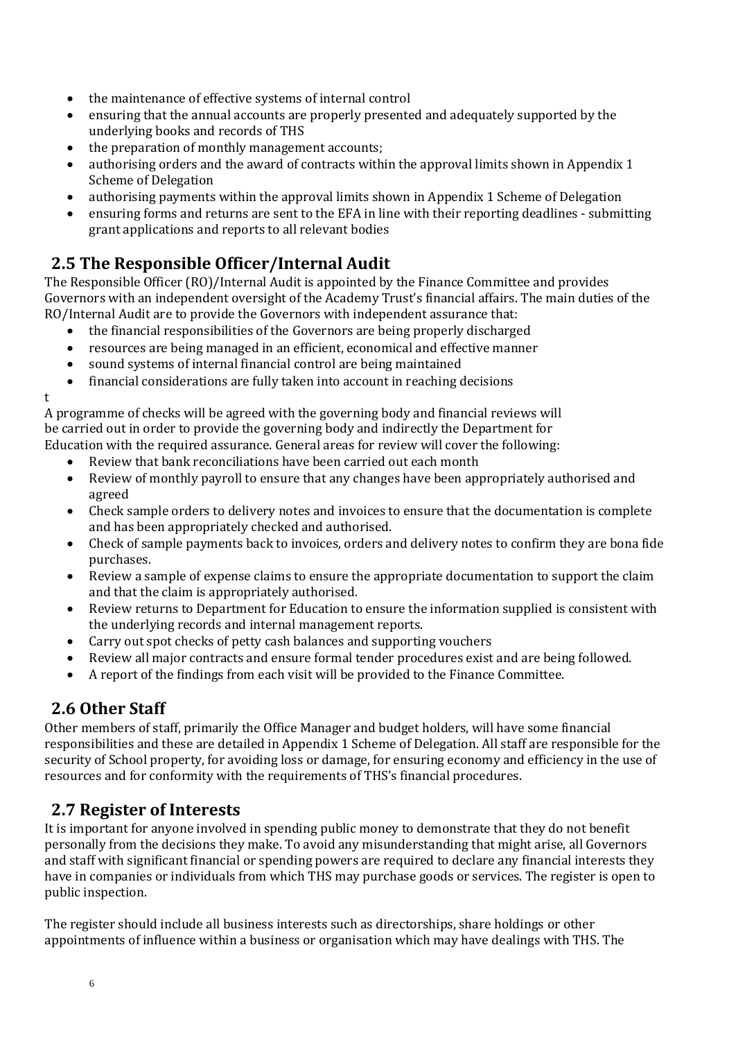- the maintenance of effective systems of internal control
- ensuring that the annual accounts are properly presented and adequately supported by the underlying books and records of THS
- the preparation of monthly management accounts;
- authorising orders and the award of contracts within the approval limits shown in Appendix 1 Scheme of Delegation
- authorising payments within the approval limits shown in Appendix 1 Scheme of Delegation
- ensuring forms and returns are sent to the EFA in line with their reporting deadlines - submitting grant applications and reports to all relevant bodies

## 2.5 The Responsible Officer/Internal Audit

The Responsible Officer (RO)/Internal Audit is appointed by the Finance Committee and provides Governors with an independent oversight of the Academy Trust's financial affairs. The main duties of the RO/Internal Audit are to provide the Governors with independent assurance that:

- the financial responsibilities of the Governors are being properly discharged
- resources are being managed in an efficient, economical and effective manner
- sound systems of internal financial control are being maintained
- financial considerations are fully taken into account in reaching decisions

t

A programme of checks will be agreed with the governing body and financial reviews will be carried out in order to provide the governing body and indirectly the Department for Education with the required assurance. General areas for review will cover the following:

- Review that bank reconciliations have been carried out each month
- Review of monthly payroll to ensure that any changes have been appropriately authorised and agreed
- Check sample orders to delivery notes and invoices to ensure that the documentation is complete and has been appropriately checked and authorised.
- Check of sample payments back to invoices, orders and delivery notes to confirm they are bona fide purchases.
- Review a sample of expense claims to ensure the appropriate documentation to support the claim and that the claim is appropriately authorised.
- Review returns to Department for Education to ensure the information supplied is consistent with the underlying records and internal management reports.
- Carry out spot checks of petty cash balances and supporting vouchers
- Review all major contracts and ensure formal tender procedures exist and are being followed.
- A report of the findings from each visit will be provided to the Finance Committee.

## 2.6 Other Staff

Other members of staff, primarily the Office Manager and budget holders, will have some financial responsibilities and these are detailed in Appendix 1 Scheme of Delegation. All staff are responsible for the security of School property, for avoiding loss or damage, for ensuring economy and efficiency in the use of resources and for conformity with the requirements of THS's financial procedures.

## 2.7 Register of Interests

It is important for anyone involved in spending public money to demonstrate that they do not benefit personally from the decisions they make. To avoid any misunderstanding that might arise, all Governors and staff with significant financial or spending powers are required to declare any financial interests they have in companies or individuals from which THS may purchase goods or services. The register is open to public inspection.

The register should include all business interests such as directorships, share holdings or other appointments of influence within a business or organisation which may have dealings with THS. The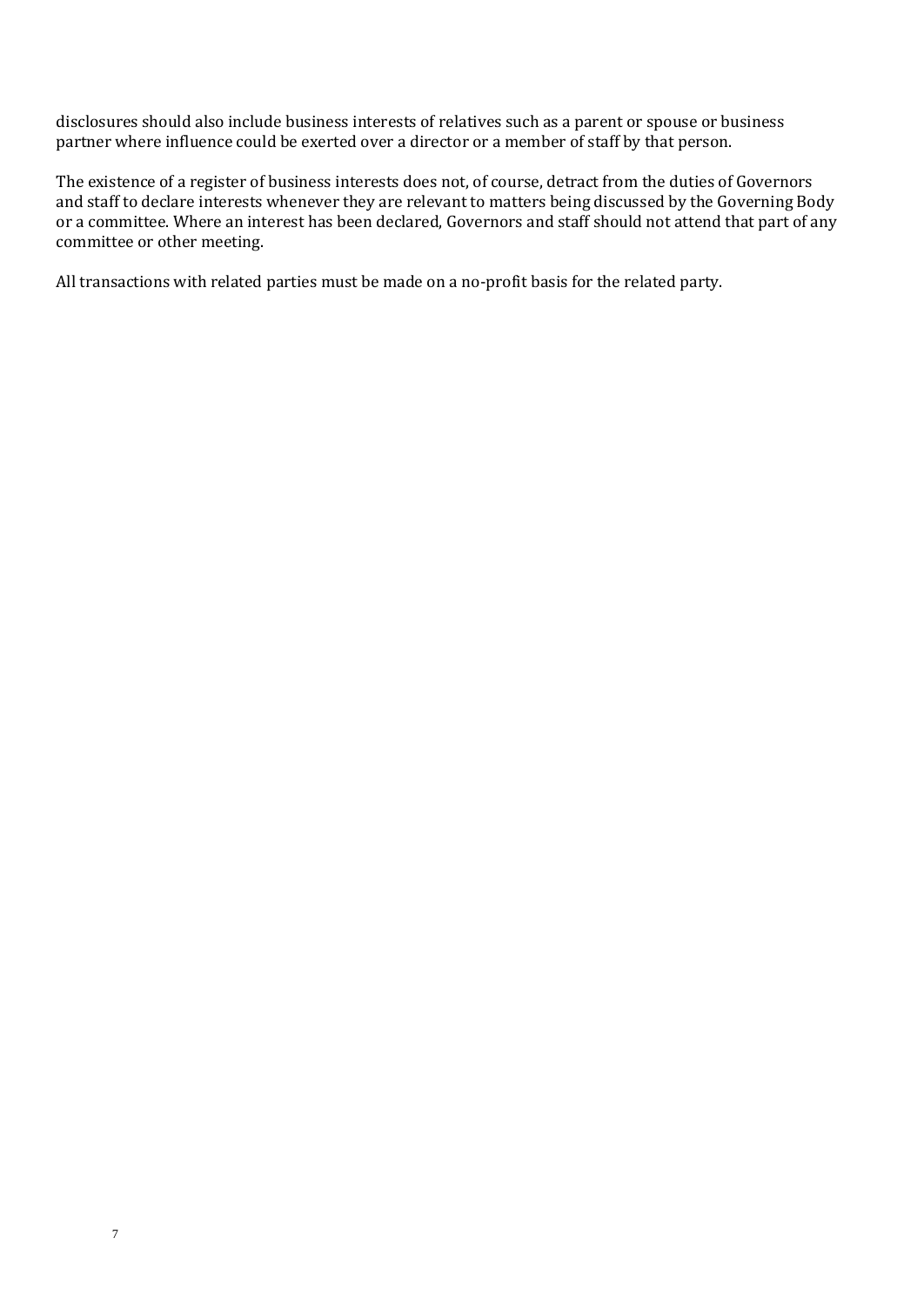disclosures should also include business interests of relatives such as a parent or spouse or business partner where influence could be exerted over a director or a member of staff by that person.

The existence of a register of business interests does not, of course, detract from the duties of Governors and staff to declare interests whenever they are relevant to matters being discussed by the Governing Body or a committee. Where an interest has been declared, Governors and staff should not attend that part of any committee or other meeting.

All transactions with related parties must be made on a no-profit basis for the related party.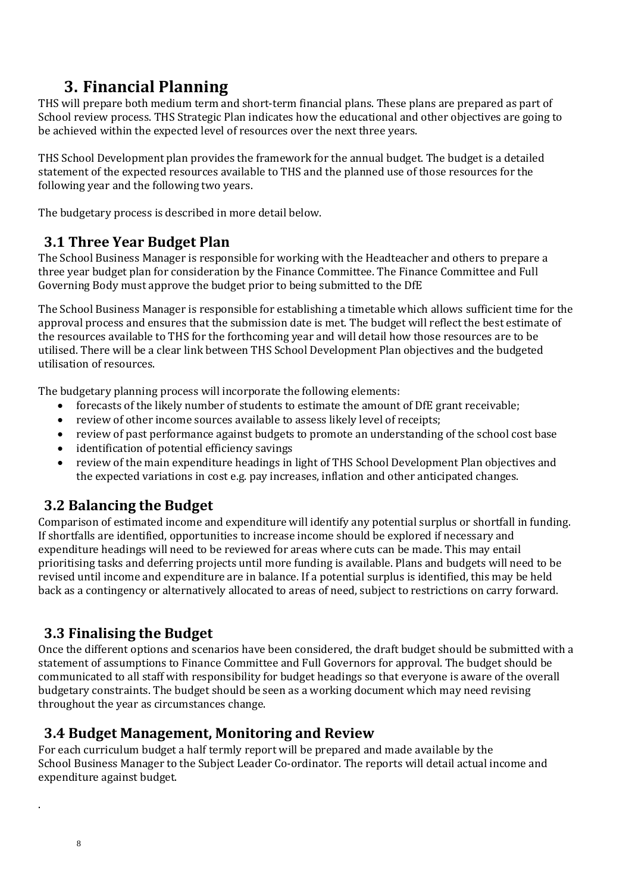# 3. Financial Planning

THS will prepare both medium term and short-term financial plans. These plans are prepared as part of School review process. THS Strategic Plan indicates how the educational and other objectives are going to be achieved within the expected level of resources over the next three years.

THS School Development plan provides the framework for the annual budget. The budget is a detailed statement of the expected resources available to THS and the planned use of those resources for the following year and the following two years.

The budgetary process is described in more detail below.

## 3.1 Three Year Budget Plan

The School Business Manager is responsible for working with the Headteacher and others to prepare a three year budget plan for consideration by the Finance Committee. The Finance Committee and Full Governing Body must approve the budget prior to being submitted to the DfE

The School Business Manager is responsible for establishing a timetable which allows sufficient time for the approval process and ensures that the submission date is met. The budget will reflect the best estimate of the resources available to THS for the forthcoming year and will detail how those resources are to be utilised. There will be a clear link between THS School Development Plan objectives and the budgeted utilisation of resources.

The budgetary planning process will incorporate the following elements:

- forecasts of the likely number of students to estimate the amount of DfE grant receivable;
- review of other income sources available to assess likely level of receipts;
- review of past performance against budgets to promote an understanding of the school cost base
- identification of potential efficiency savings
- review of the main expenditure headings in light of THS School Development Plan objectives and the expected variations in cost e.g. pay increases, inflation and other anticipated changes.

## 3.2 Balancing the Budget

Comparison of estimated income and expenditure will identify any potential surplus or shortfall in funding. If shortfalls are identified, opportunities to increase income should be explored if necessary and expenditure headings will need to be reviewed for areas where cuts can be made. This may entail prioritising tasks and deferring projects until more funding is available. Plans and budgets will need to be revised until income and expenditure are in balance. If a potential surplus is identified, this may be held back as a contingency or alternatively allocated to areas of need, subject to restrictions on carry forward.

## 3.3 Finalising the Budget

Once the different options and scenarios have been considered, the draft budget should be submitted with a statement of assumptions to Finance Committee and Full Governors for approval. The budget should be communicated to all staff with responsibility for budget headings so that everyone is aware of the overall budgetary constraints. The budget should be seen as a working document which may need revising throughout the year as circumstances change.

## 3.4 Budget Management, Monitoring and Review

For each curriculum budget a half termly report will be prepared and made available by the School Business Manager to the Subject Leader Co-ordinator. The reports will detail actual income and expenditure against budget.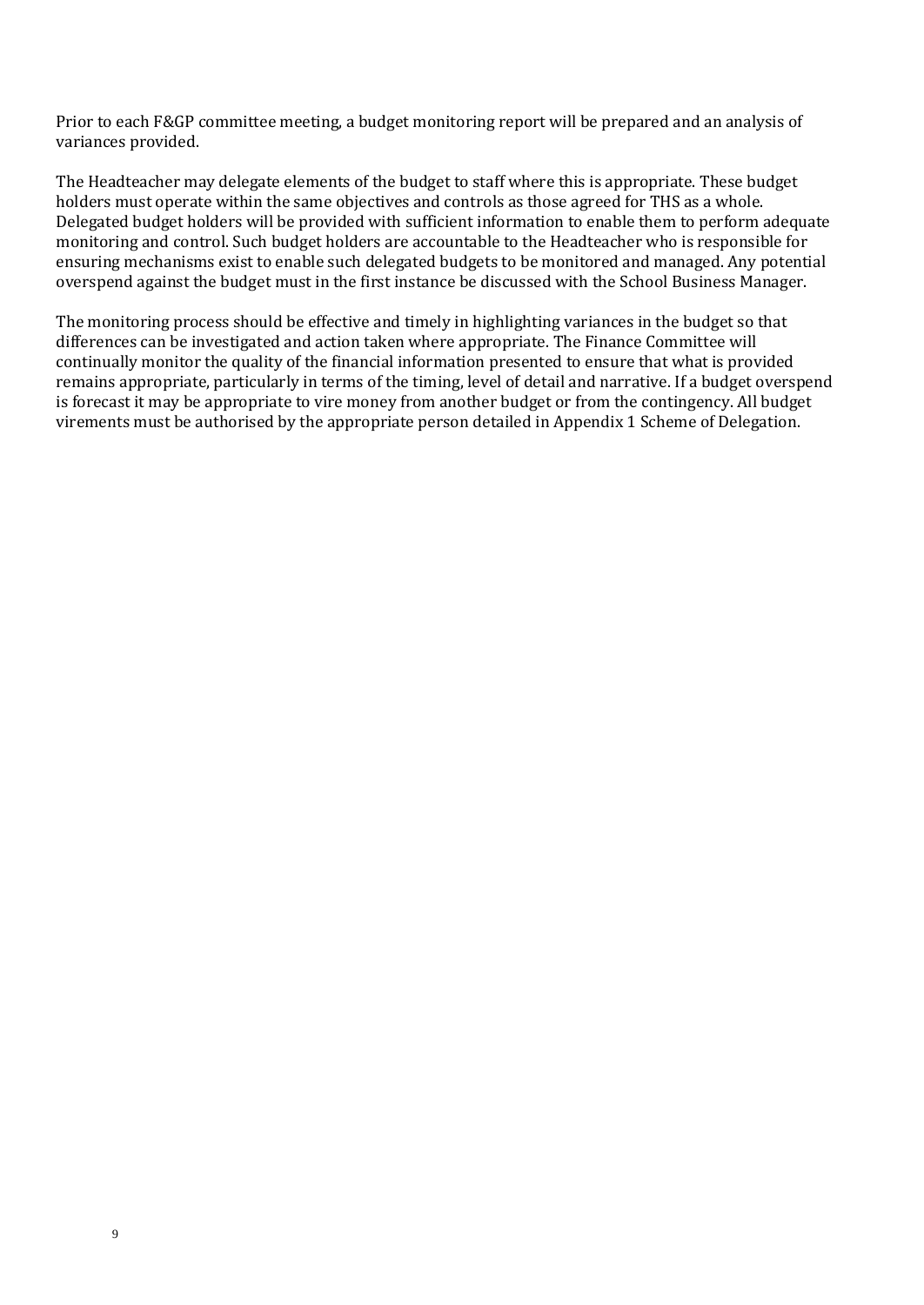Prior to each F&GP committee meeting, a budget monitoring report will be prepared and an analysis of variances provided.

The Headteacher may delegate elements of the budget to staff where this is appropriate. These budget holders must operate within the same objectives and controls as those agreed for THS as a whole. Delegated budget holders will be provided with sufficient information to enable them to perform adequate monitoring and control. Such budget holders are accountable to the Headteacher who is responsible for ensuring mechanisms exist to enable such delegated budgets to be monitored and managed. Any potential overspend against the budget must in the first instance be discussed with the School Business Manager.

The monitoring process should be effective and timely in highlighting variances in the budget so that differences can be investigated and action taken where appropriate. The Finance Committee will continually monitor the quality of the financial information presented to ensure that what is provided remains appropriate, particularly in terms of the timing, level of detail and narrative. If a budget overspend is forecast it may be appropriate to vire money from another budget or from the contingency. All budget virements must be authorised by the appropriate person detailed in Appendix 1 Scheme of Delegation.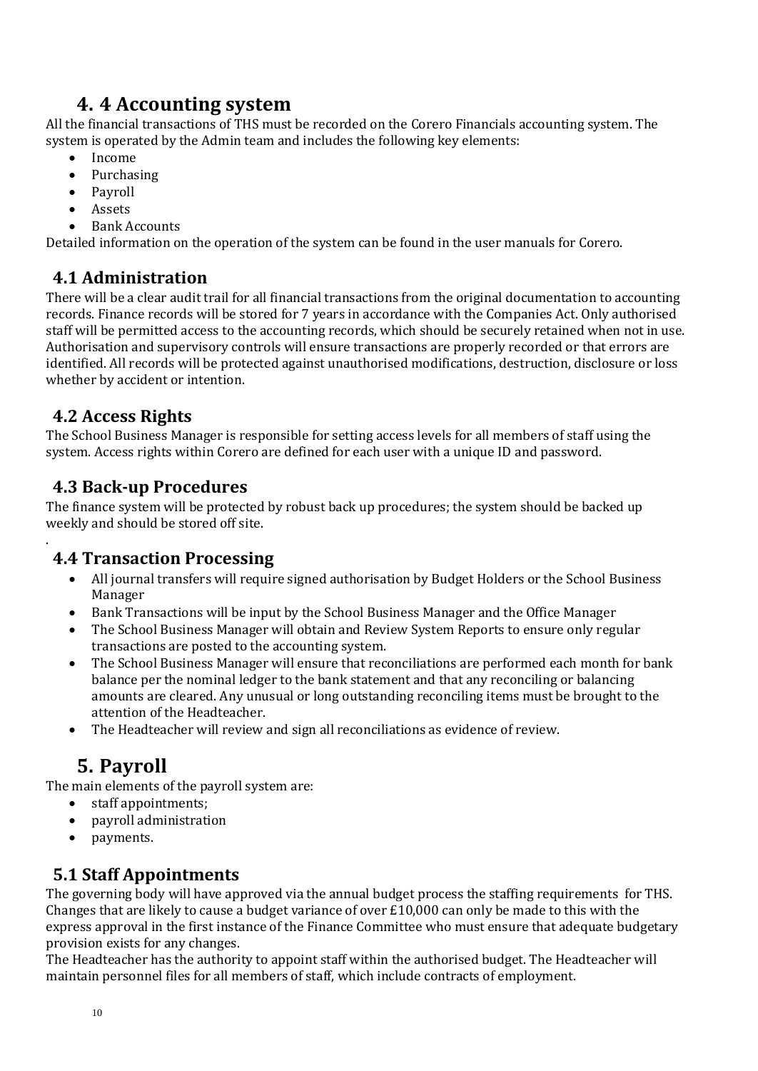## 4. 4 Accounting system

All the financial transactions of THS must be recorded on the Corero Financials accounting system. The system is operated by the Admin team and includes the following key elements:

- Income
- Purchasing
- Payroll
- Assets
- Bank Accounts

Detailed information on the operation of the system can be found in the user manuals for Corero.

### 4.1 Administration

There will be a clear audit trail for all financial transactions from the original documentation to accounting records. Finance records will be stored for 7 years in accordance with the Companies Act. Only authorised staff will be permitted access to the accounting records, which should be securely retained when not in use. Authorisation and supervisory controls will ensure transactions are properly recorded or that errors are identified. All records will be protected against unauthorised modifications, destruction, disclosure or loss whether by accident or intention.

### 4.2 Access Rights

The School Business Manager is responsible for setting access levels for all members of staff using the system. Access rights within Corero are defined for each user with a unique ID and password.

### 4.3 Back-up Procedures

The finance system will be protected by robust back up procedures; the system should be backed up weekly and should be stored off site.

.

### 4.4 Transaction Processing

- All journal transfers will require signed authorisation by Budget Holders or the School Business Manager
- Bank Transactions will be input by the School Business Manager and the Office Manager
- The School Business Manager will obtain and Review System Reports to ensure only regular transactions are posted to the accounting system.
- The School Business Manager will ensure that reconciliations are performed each month for bank balance per the nominal ledger to the bank statement and that any reconciling or balancing amounts are cleared. Any unusual or long outstanding reconciling items must be brought to the attention of the Headteacher.
- The Headteacher will review and sign all reconciliations as evidence of review.

## 5. Payroll

The main elements of the payroll system are:

- staff appointments;
- payroll administration
- payments.

### 5.1 Staff Appointments

The governing body will have approved via the annual budget process the staffing requirements for THS. Changes that are likely to cause a budget variance of over £10,000 can only be made to this with the express approval in the first instance of the Finance Committee who must ensure that adequate budgetary provision exists for any changes.

The Headteacher has the authority to appoint staff within the authorised budget. The Headteacher will maintain personnel files for all members of staff, which include contracts of employment.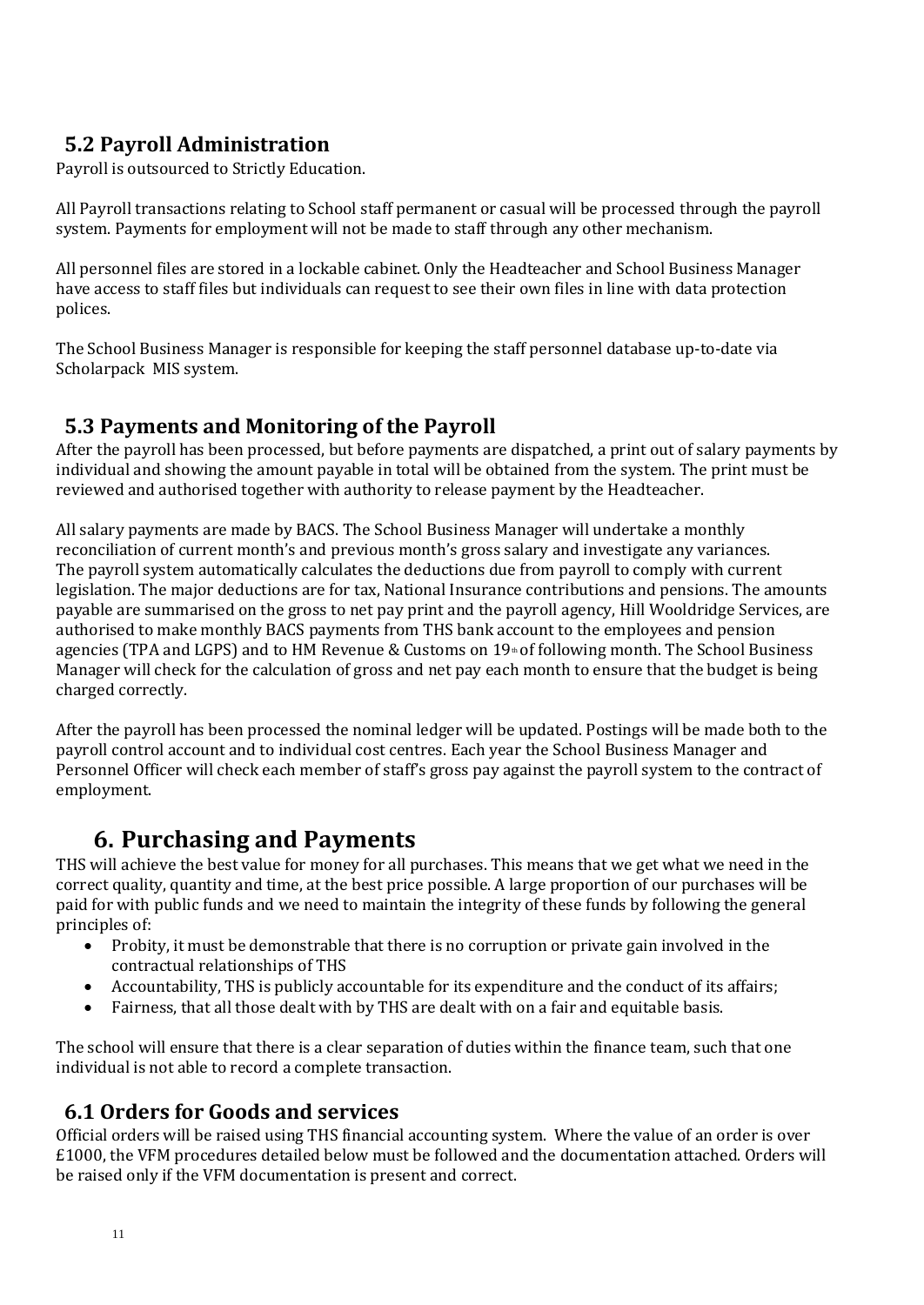## 5.2 Payroll Administration

Payroll is outsourced to Strictly Education.

All Payroll transactions relating to School staff permanent or casual will be processed through the payroll system. Payments for employment will not be made to staff through any other mechanism.

All personnel files are stored in a lockable cabinet. Only the Headteacher and School Business Manager have access to staff files but individuals can request to see their own files in line with data protection polices.

The School Business Manager is responsible for keeping the staff personnel database up-to-date via Scholarpack MIS system.

## 5.3 Payments and Monitoring of the Payroll

After the payroll has been processed, but before payments are dispatched, a print out of salary payments by individual and showing the amount payable in total will be obtained from the system. The print must be reviewed and authorised together with authority to release payment by the Headteacher.

All salary payments are made by BACS. The School Business Manager will undertake a monthly reconciliation of current month's and previous month's gross salary and investigate any variances. The payroll system automatically calculates the deductions due from payroll to comply with current legislation. The major deductions are for tax, National Insurance contributions and pensions. The amounts payable are summarised on the gross to net pay print and the payroll agency, Hill Wooldridge Services, are authorised to make monthly BACS payments from THS bank account to the employees and pension agencies (TPA and LGPS) and to HM Revenue & Customs on 19th of following month. The School Business Manager will check for the calculation of gross and net pay each month to ensure that the budget is being charged correctly.

After the payroll has been processed the nominal ledger will be updated. Postings will be made both to the payroll control account and to individual cost centres. Each year the School Business Manager and Personnel Officer will check each member of staff's gross pay against the payroll system to the contract of employment.

# 6. Purchasing and Payments

THS will achieve the best value for money for all purchases. This means that we get what we need in the correct quality, quantity and time, at the best price possible. A large proportion of our purchases will be paid for with public funds and we need to maintain the integrity of these funds by following the general principles of:

- Probity, it must be demonstrable that there is no corruption or private gain involved in the contractual relationships of THS
- Accountability, THS is publicly accountable for its expenditure and the conduct of its affairs;
- Fairness, that all those dealt with by THS are dealt with on a fair and equitable basis.

The school will ensure that there is a clear separation of duties within the finance team, such that one individual is not able to record a complete transaction.

## 6.1 Orders for Goods and services

Official orders will be raised using THS financial accounting system. Where the value of an order is over £1000, the VFM procedures detailed below must be followed and the documentation attached. Orders will be raised only if the VFM documentation is present and correct.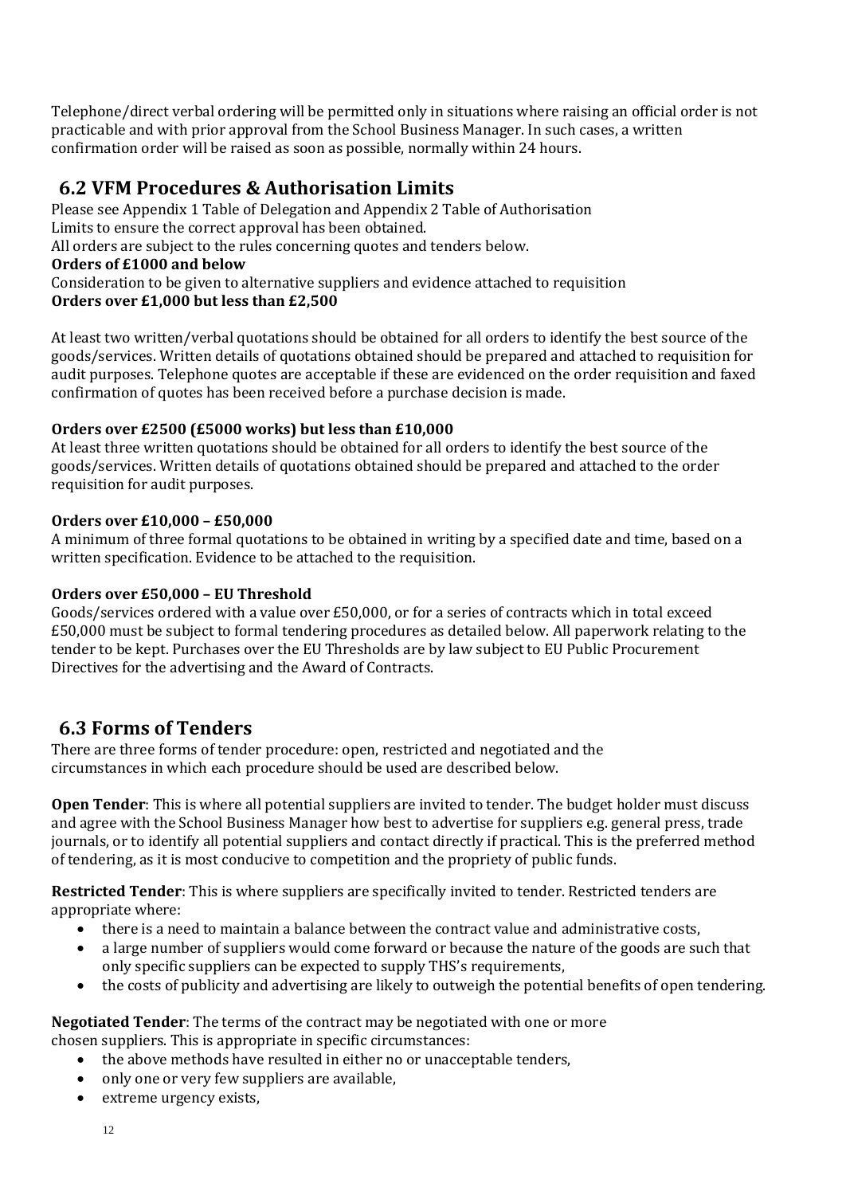Telephone/direct verbal ordering will be permitted only in situations where raising an official order is not practicable and with prior approval from the School Business Manager. In such cases, a written confirmation order will be raised as soon as possible, normally within 24 hours.

## 6.2 VFM Procedures & Authorisation Limits

Please see Appendix 1 Table of Delegation and Appendix 2 Table of Authorisation Limits to ensure the correct approval has been obtained.
All orders are subject to the rules concerning quotes and tenders below.

**Orders of £1000 and below**

Consideration to be given to alternative suppliers and evidence attached to requisition

**Orders over £1,000 but less than £2,500**

At least two written/verbal quotations should be obtained for all orders to identify the best source of the goods/services. Written details of quotations obtained should be prepared and attached to requisition for audit purposes. Telephone quotes are acceptable if these are evidenced on the order requisition and faxed confirmation of quotes has been received before a purchase decision is made.

**Orders over £2500 (£5000 works) but less than £10,000**

At least three written quotations should be obtained for all orders to identify the best source of the goods/services. Written details of quotations obtained should be prepared and attached to the order requisition for audit purposes.

**Orders over £10,000 – £50,000**

A minimum of three formal quotations to be obtained in writing by a specified date and time, based on a written specification. Evidence to be attached to the requisition.

**Orders over £50,000 – EU Threshold**

Goods/services ordered with a value over £50,000, or for a series of contracts which in total exceed £50,000 must be subject to formal tendering procedures as detailed below. All paperwork relating to the tender to be kept. Purchases over the EU Thresholds are by law subject to EU Public Procurement Directives for the advertising and the Award of Contracts.

## 6.3 Forms of Tenders

There are three forms of tender procedure: open, restricted and negotiated and the circumstances in which each procedure should be used are described below.

**Open Tender**: This is where all potential suppliers are invited to tender. The budget holder must discuss and agree with the School Business Manager how best to advertise for suppliers e.g. general press, trade journals, or to identify all potential suppliers and contact directly if practical. This is the preferred method of tendering, as it is most conducive to competition and the propriety of public funds.

**Restricted Tender**: This is where suppliers are specifically invited to tender. Restricted tenders are appropriate where:

- there is a need to maintain a balance between the contract value and administrative costs,
- a large number of suppliers would come forward or because the nature of the goods are such that only specific suppliers can be expected to supply THS's requirements,
- the costs of publicity and advertising are likely to outweigh the potential benefits of open tendering.

**Negotiated Tender**: The terms of the contract may be negotiated with one or more chosen suppliers. This is appropriate in specific circumstances:

- the above methods have resulted in either no or unacceptable tenders,
- only one or very few suppliers are available,
- extreme urgency exists,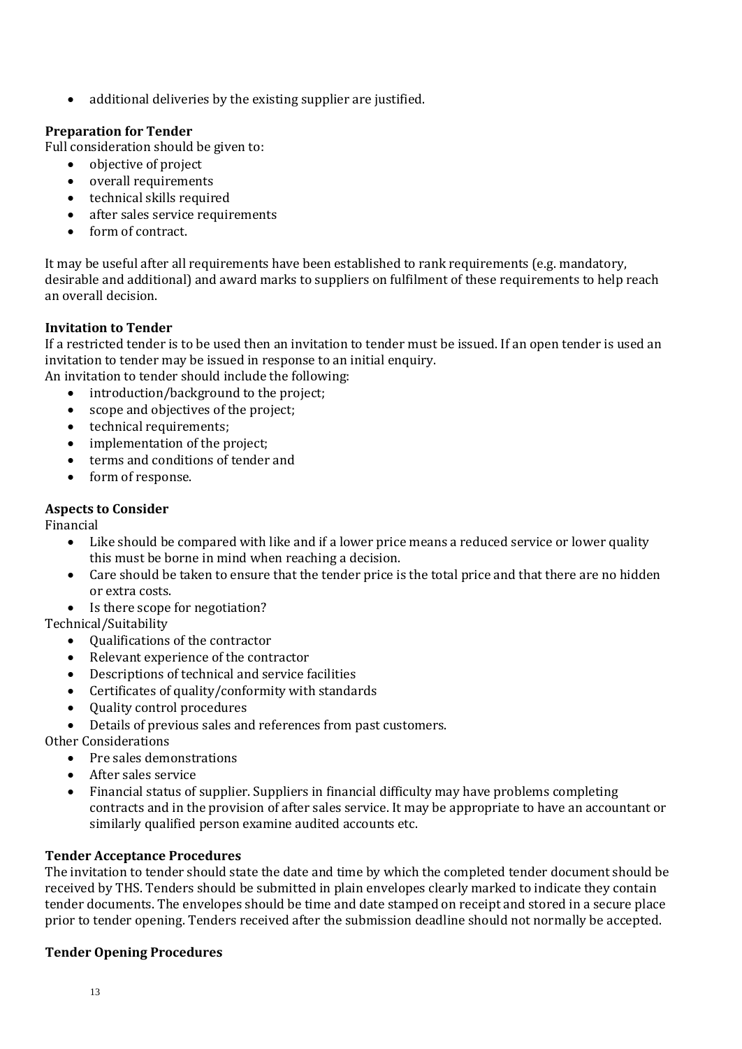- additional deliveries by the existing supplier are justified.

**Preparation for Tender**

Full consideration should be given to:

- objective of project
- overall requirements
- technical skills required
- after sales service requirements
- form of contract.

It may be useful after all requirements have been established to rank requirements (e.g. mandatory, desirable and additional) and award marks to suppliers on fulfilment of these requirements to help reach an overall decision.

**Invitation to Tender**

If a restricted tender is to be used then an invitation to tender must be issued. If an open tender is used an invitation to tender may be issued in response to an initial enquiry.

An invitation to tender should include the following:

- introduction/background to the project;
- scope and objectives of the project;
- technical requirements;
- implementation of the project;
- terms and conditions of tender and
- form of response.

**Aspects to Consider**

Financial

- Like should be compared with like and if a lower price means a reduced service or lower quality this must be borne in mind when reaching a decision.
- Care should be taken to ensure that the tender price is the total price and that there are no hidden or extra costs.
- Is there scope for negotiation?

Technical/Suitability

- Qualifications of the contractor
- Relevant experience of the contractor
- Descriptions of technical and service facilities
- Certificates of quality/conformity with standards
- Quality control procedures
- Details of previous sales and references from past customers.

Other Considerations

- Pre sales demonstrations
- After sales service
- Financial status of supplier. Suppliers in financial difficulty may have problems completing contracts and in the provision of after sales service. It may be appropriate to have an accountant or similarly qualified person examine audited accounts etc.

**Tender Acceptance Procedures**

The invitation to tender should state the date and time by which the completed tender document should be received by THS. Tenders should be submitted in plain envelopes clearly marked to indicate they contain tender documents. The envelopes should be time and date stamped on receipt and stored in a secure place prior to tender opening. Tenders received after the submission deadline should not normally be accepted.

**Tender Opening Procedures**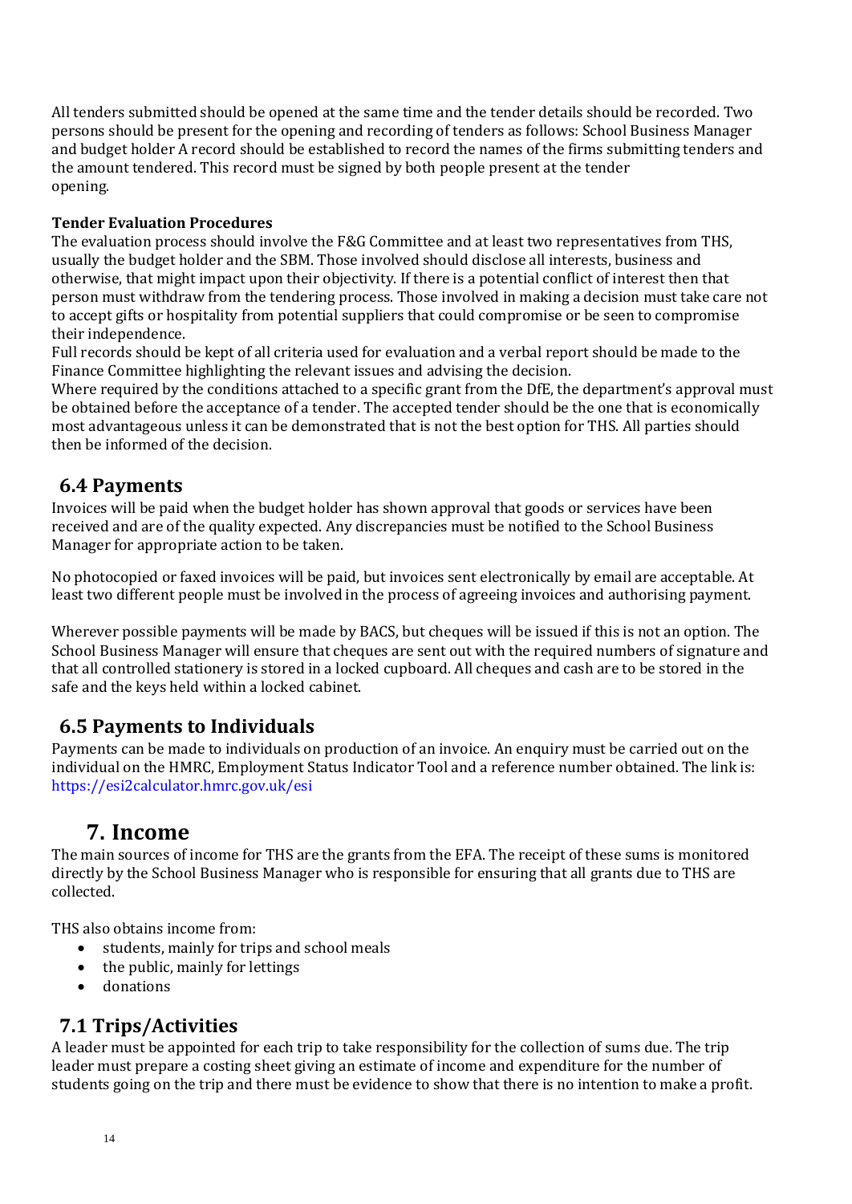All tenders submitted should be opened at the same time and the tender details should be recorded. Two persons should be present for the opening and recording of tenders as follows: School Business Manager and budget holder A record should be established to record the names of the firms submitting tenders and the amount tendered. This record must be signed by both people present at the tender opening.

**Tender Evaluation Procedures**

The evaluation process should involve the F&G Committee and at least two representatives from THS, usually the budget holder and the SBM. Those involved should disclose all interests, business and otherwise, that might impact upon their objectivity. If there is a potential conflict of interest then that person must withdraw from the tendering process. Those involved in making a decision must take care not to accept gifts or hospitality from potential suppliers that could compromise or be seen to compromise their independence.

Full records should be kept of all criteria used for evaluation and a verbal report should be made to the Finance Committee highlighting the relevant issues and advising the decision.

Where required by the conditions attached to a specific grant from the DfE, the department's approval must be obtained before the acceptance of a tender. The accepted tender should be the one that is economically most advantageous unless it can be demonstrated that is not the best option for THS. All parties should then be informed of the decision.

## 6.4 Payments

Invoices will be paid when the budget holder has shown approval that goods or services have been received and are of the quality expected. Any discrepancies must be notified to the School Business Manager for appropriate action to be taken.

No photocopied or faxed invoices will be paid, but invoices sent electronically by email are acceptable. At least two different people must be involved in the process of agreeing invoices and authorising payment.

Wherever possible payments will be made by BACS, but cheques will be issued if this is not an option. The School Business Manager will ensure that cheques are sent out with the required numbers of signature and that all controlled stationery is stored in a locked cupboard. All cheques and cash are to be stored in the safe and the keys held within a locked cabinet.

## 6.5 Payments to Individuals

Payments can be made to individuals on production of an invoice. An enquiry must be carried out on the individual on the HMRC, Employment Status Indicator Tool and a reference number obtained. The link is: https://esi2calculator.hmrc.gov.uk/esi

# 7. Income

The main sources of income for THS are the grants from the EFA. The receipt of these sums is monitored directly by the School Business Manager who is responsible for ensuring that all grants due to THS are collected.

THS also obtains income from:

- students, mainly for trips and school meals
- the public, mainly for lettings
- donations

## 7.1 Trips/Activities

A leader must be appointed for each trip to take responsibility for the collection of sums due. The trip leader must prepare a costing sheet giving an estimate of income and expenditure for the number of students going on the trip and there must be evidence to show that there is no intention to make a profit.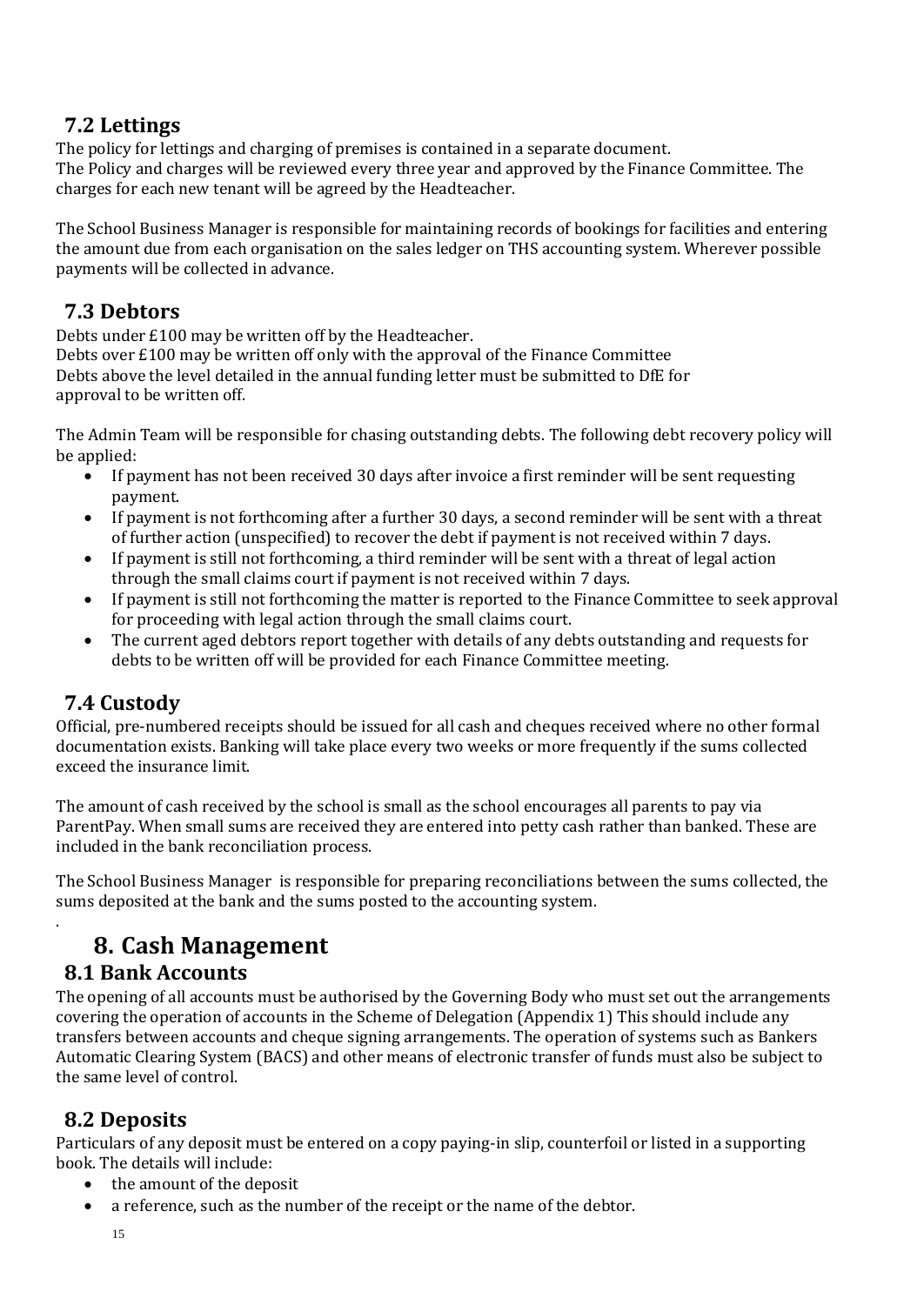### 7.2 Lettings

The policy for lettings and charging of premises is contained in a separate document.
The Policy and charges will be reviewed every three year and approved by the Finance Committee. The charges for each new tenant will be agreed by the Headteacher.

The School Business Manager is responsible for maintaining records of bookings for facilities and entering the amount due from each organisation on the sales ledger on THS accounting system. Wherever possible payments will be collected in advance.

### 7.3 Debtors

Debts under £100 may be written off by the Headteacher.
Debts over £100 may be written off only with the approval of the Finance Committee
Debts above the level detailed in the annual funding letter must be submitted to DfE for approval to be written off.

The Admin Team will be responsible for chasing outstanding debts. The following debt recovery policy will be applied:

- If payment has not been received 30 days after invoice a first reminder will be sent requesting payment.
- If payment is not forthcoming after a further 30 days, a second reminder will be sent with a threat of further action (unspecified) to recover the debt if payment is not received within 7 days.
- If payment is still not forthcoming, a third reminder will be sent with a threat of legal action through the small claims court if payment is not received within 7 days.
- If payment is still not forthcoming the matter is reported to the Finance Committee to seek approval for proceeding with legal action through the small claims court.
- The current aged debtors report together with details of any debts outstanding and requests for debts to be written off will be provided for each Finance Committee meeting.

### 7.4 Custody

Official, pre-numbered receipts should be issued for all cash and cheques received where no other formal documentation exists. Banking will take place every two weeks or more frequently if the sums collected exceed the insurance limit.

The amount of cash received by the school is small as the school encourages all parents to pay via ParentPay. When small sums are received they are entered into petty cash rather than banked. These are included in the bank reconciliation process.

The School Business Manager is responsible for preparing reconciliations between the sums collected, the sums deposited at the bank and the sums posted to the accounting system.

## 8. Cash Management

### 8.1 Bank Accounts

The opening of all accounts must be authorised by the Governing Body who must set out the arrangements covering the operation of accounts in the Scheme of Delegation (Appendix 1) This should include any transfers between accounts and cheque signing arrangements. The operation of systems such as Bankers Automatic Clearing System (BACS) and other means of electronic transfer of funds must also be subject to the same level of control.

### 8.2 Deposits

Particulars of any deposit must be entered on a copy paying-in slip, counterfoil or listed in a supporting book. The details will include:

- the amount of the deposit
- a reference, such as the number of the receipt or the name of the debtor.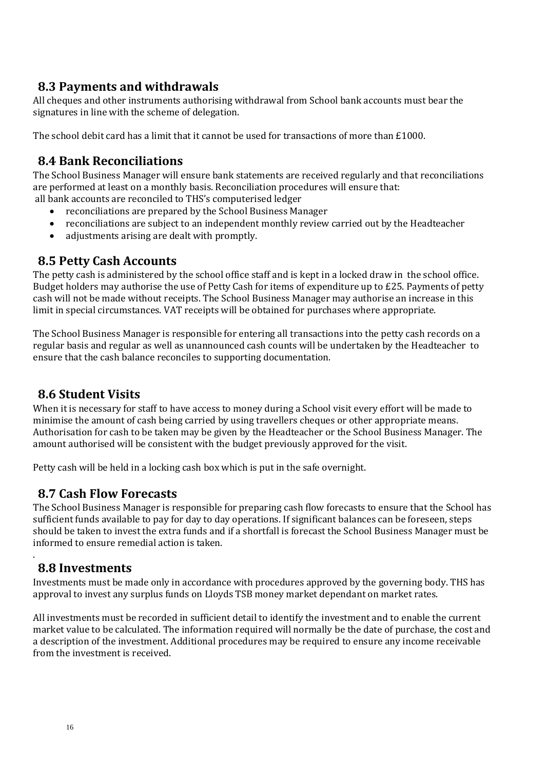## 8.3 Payments and withdrawals

All cheques and other instruments authorising withdrawal from School bank accounts must bear the signatures in line with the scheme of delegation.

The school debit card has a limit that it cannot be used for transactions of more than £1000.

## 8.4 Bank Reconciliations

The School Business Manager will ensure bank statements are received regularly and that reconciliations are performed at least on a monthly basis. Reconciliation procedures will ensure that:
all bank accounts are reconciled to THS's computerised ledger

- reconciliations are prepared by the School Business Manager
- reconciliations are subject to an independent monthly review carried out by the Headteacher
- adjustments arising are dealt with promptly.

## 8.5 Petty Cash Accounts

The petty cash is administered by the school office staff and is kept in a locked draw in the school office. Budget holders may authorise the use of Petty Cash for items of expenditure up to £25. Payments of petty cash will not be made without receipts. The School Business Manager may authorise an increase in this limit in special circumstances. VAT receipts will be obtained for purchases where appropriate.

The School Business Manager is responsible for entering all transactions into the petty cash records on a regular basis and regular as well as unannounced cash counts will be undertaken by the Headteacher to ensure that the cash balance reconciles to supporting documentation.

## 8.6 Student Visits

When it is necessary for staff to have access to money during a School visit every effort will be made to minimise the amount of cash being carried by using travellers cheques or other appropriate means. Authorisation for cash to be taken may be given by the Headteacher or the School Business Manager. The amount authorised will be consistent with the budget previously approved for the visit.

Petty cash will be held in a locking cash box which is put in the safe overnight.

## 8.7 Cash Flow Forecasts

The School Business Manager is responsible for preparing cash flow forecasts to ensure that the School has sufficient funds available to pay for day to day operations. If significant balances can be foreseen, steps should be taken to invest the extra funds and if a shortfall is forecast the School Business Manager must be informed to ensure remedial action is taken.

## 8.8 Investments

Investments must be made only in accordance with procedures approved by the governing body. THS has approval to invest any surplus funds on Lloyds TSB money market dependant on market rates.

All investments must be recorded in sufficient detail to identify the investment and to enable the current market value to be calculated. The information required will normally be the date of purchase, the cost and a description of the investment. Additional procedures may be required to ensure any income receivable from the investment is received.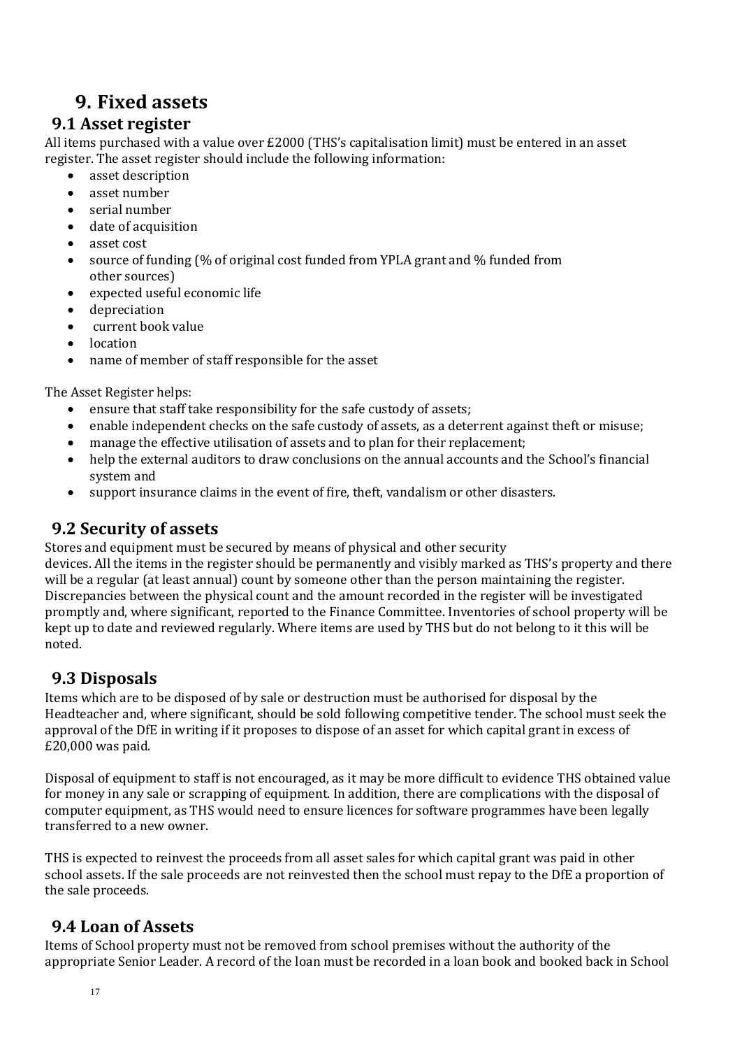# 9. Fixed assets

## 9.1 Asset register

All items purchased with a value over £2000 (THS's capitalisation limit) must be entered in an asset register. The asset register should include the following information:

- asset description
- asset number
- serial number
- date of acquisition
- asset cost
- source of funding (% of original cost funded from YPLA grant and % funded from other sources)
- expected useful economic life
- depreciation
- current book value
- location
- name of member of staff responsible for the asset

The Asset Register helps:

- ensure that staff take responsibility for the safe custody of assets;
- enable independent checks on the safe custody of assets, as a deterrent against theft or misuse;
- manage the effective utilisation of assets and to plan for their replacement;
- help the external auditors to draw conclusions on the annual accounts and the School's financial system and
- support insurance claims in the event of fire, theft, vandalism or other disasters.

## 9.2 Security of assets

Stores and equipment must be secured by means of physical and other security devices. All the items in the register should be permanently and visibly marked as THS's property and there will be a regular (at least annual) count by someone other than the person maintaining the register. Discrepancies between the physical count and the amount recorded in the register will be investigated promptly and, where significant, reported to the Finance Committee. Inventories of school property will be kept up to date and reviewed regularly. Where items are used by THS but do not belong to it this will be noted.

## 9.3 Disposals

Items which are to be disposed of by sale or destruction must be authorised for disposal by the Headteacher and, where significant, should be sold following competitive tender. The school must seek the approval of the DfE in writing if it proposes to dispose of an asset for which capital grant in excess of £20,000 was paid.

Disposal of equipment to staff is not encouraged, as it may be more difficult to evidence THS obtained value for money in any sale or scrapping of equipment. In addition, there are complications with the disposal of computer equipment, as THS would need to ensure licences for software programmes have been legally transferred to a new owner.

THS is expected to reinvest the proceeds from all asset sales for which capital grant was paid in other school assets. If the sale proceeds are not reinvested then the school must repay to the DfE a proportion of the sale proceeds.

## 9.4 Loan of Assets

Items of School property must not be removed from school premises without the authority of the appropriate Senior Leader. A record of the loan must be recorded in a loan book and booked back in School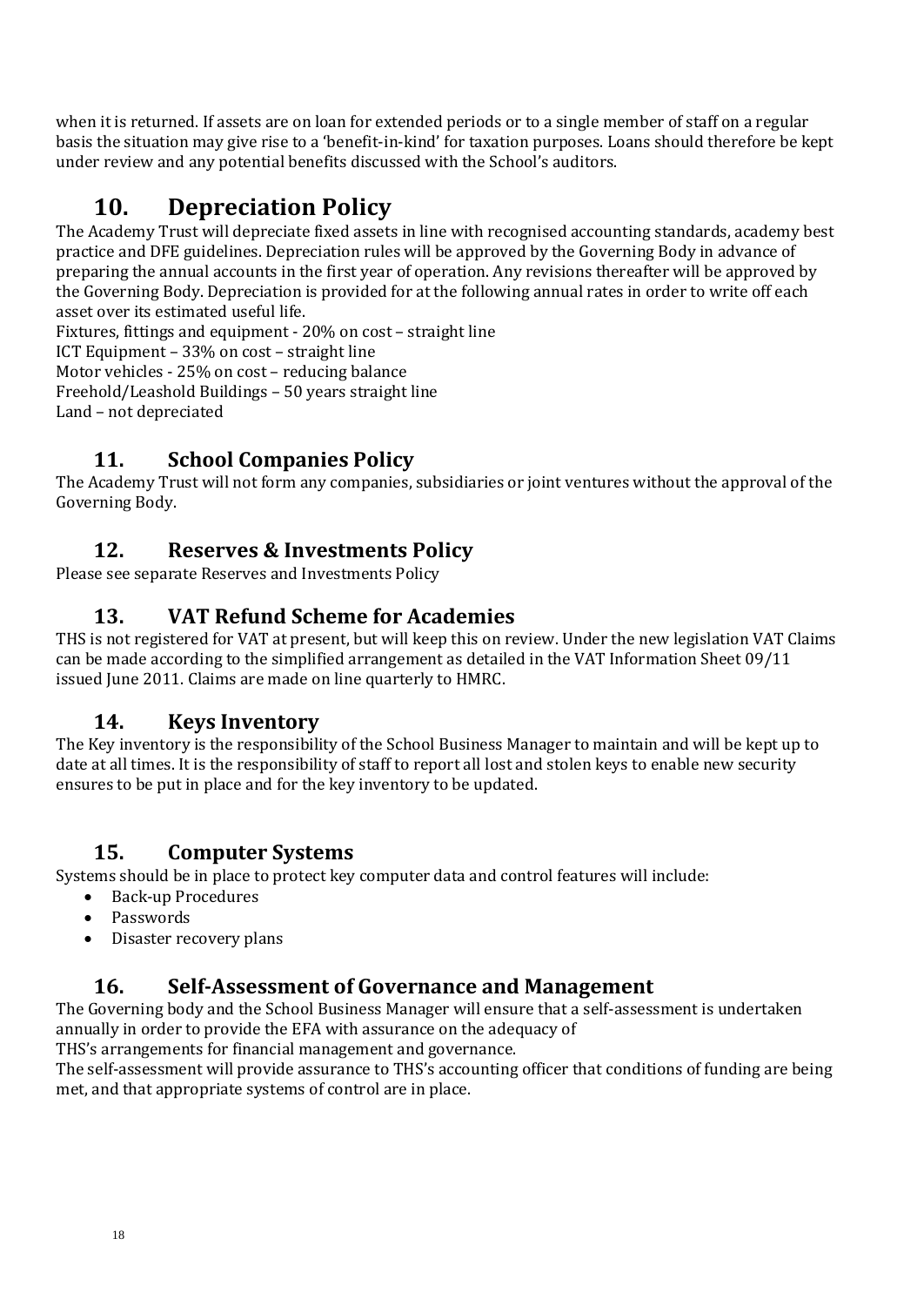when it is returned. If assets are on loan for extended periods or to a single member of staff on a regular basis the situation may give rise to a 'benefit-in-kind' for taxation purposes. Loans should therefore be kept under review and any potential benefits discussed with the School's auditors.

## 10. Depreciation Policy

The Academy Trust will depreciate fixed assets in line with recognised accounting standards, academy best practice and DFE guidelines. Depreciation rules will be approved by the Governing Body in advance of preparing the annual accounts in the first year of operation. Any revisions thereafter will be approved by the Governing Body. Depreciation is provided for at the following annual rates in order to write off each asset over its estimated useful life.

Fixtures, fittings and equipment - 20% on cost – straight line
ICT Equipment – 33% on cost – straight line
Motor vehicles - 25% on cost – reducing balance
Freehold/Leashold Buildings – 50 years straight line
Land – not depreciated

### 11. School Companies Policy

The Academy Trust will not form any companies, subsidiaries or joint ventures without the approval of the Governing Body.

### 12. Reserves & Investments Policy

Please see separate Reserves and Investments Policy

### 13. VAT Refund Scheme for Academies

THS is not registered for VAT at present, but will keep this on review. Under the new legislation VAT Claims can be made according to the simplified arrangement as detailed in the VAT Information Sheet 09/11 issued June 2011. Claims are made on line quarterly to HMRC.

### 14. Keys Inventory

The Key inventory is the responsibility of the School Business Manager to maintain and will be kept up to date at all times. It is the responsibility of staff to report all lost and stolen keys to enable new security ensures to be put in place and for the key inventory to be updated.

### 15. Computer Systems

Systems should be in place to protect key computer data and control features will include:

- Back-up Procedures
- Passwords
- Disaster recovery plans

### 16. Self-Assessment of Governance and Management

The Governing body and the School Business Manager will ensure that a self-assessment is undertaken annually in order to provide the EFA with assurance on the adequacy of
THS's arrangements for financial management and governance.
The self-assessment will provide assurance to THS's accounting officer that conditions of funding are being met, and that appropriate systems of control are in place.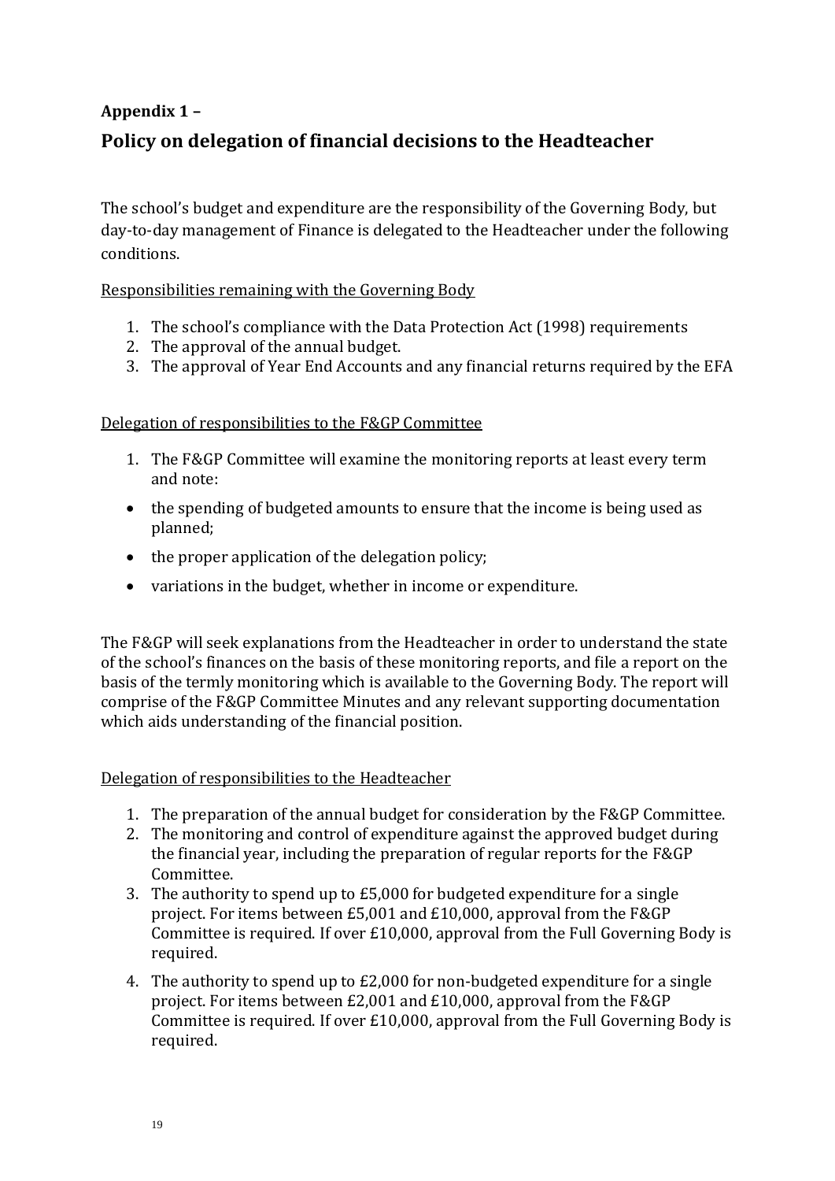**Appendix 1 –**

## Policy on delegation of financial decisions to the Headteacher

The school's budget and expenditure are the responsibility of the Governing Body, but day-to-day management of Finance is delegated to the Headteacher under the following conditions.

<u>Responsibilities remaining with the Governing Body</u>

1. The school's compliance with the Data Protection Act (1998) requirements
2. The approval of the annual budget.
3. The approval of Year End Accounts and any financial returns required by the EFA

<u>Delegation of responsibilities to the F&GP Committee</u>

1. The F&GP Committee will examine the monitoring reports at least every term and note:

- the spending of budgeted amounts to ensure that the income is being used as planned;
- the proper application of the delegation policy;
- variations in the budget, whether in income or expenditure.

The F&GP will seek explanations from the Headteacher in order to understand the state of the school's finances on the basis of these monitoring reports, and file a report on the basis of the termly monitoring which is available to the Governing Body. The report will comprise of the F&GP Committee Minutes and any relevant supporting documentation which aids understanding of the financial position.

<u>Delegation of responsibilities to the Headteacher</u>

1. The preparation of the annual budget for consideration by the F&GP Committee.
2. The monitoring and control of expenditure against the approved budget during the financial year, including the preparation of regular reports for the F&GP Committee.
3. The authority to spend up to £5,000 for budgeted expenditure for a single project. For items between £5,001 and £10,000, approval from the F&GP Committee is required. If over £10,000, approval from the Full Governing Body is required.
4. The authority to spend up to £2,000 for non-budgeted expenditure for a single project. For items between £2,001 and £10,000, approval from the F&GP Committee is required. If over £10,000, approval from the Full Governing Body is required.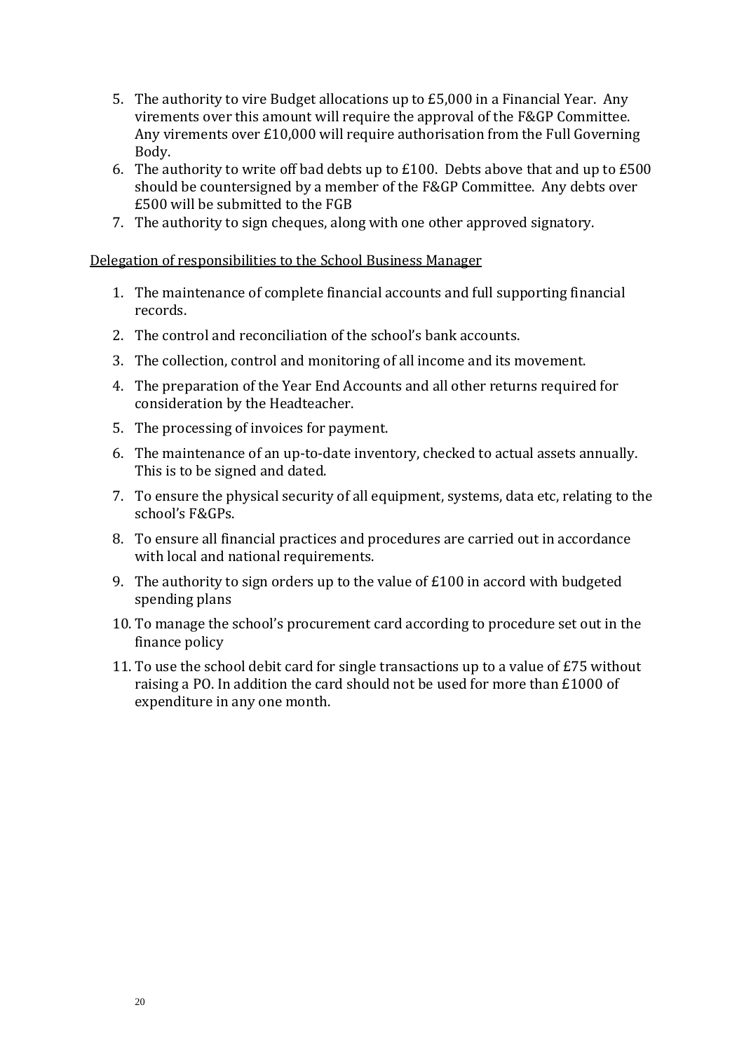5. The authority to vire Budget allocations up to £5,000 in a Financial Year. Any virements over this amount will require the approval of the F&GP Committee. Any virements over £10,000 will require authorisation from the Full Governing Body.
6. The authority to write off bad debts up to £100. Debts above that and up to £500 should be countersigned by a member of the F&GP Committee. Any debts over £500 will be submitted to the FGB
7. The authority to sign cheques, along with one other approved signatory.

<u>Delegation of responsibilities to the School Business Manager</u>

1. The maintenance of complete financial accounts and full supporting financial records.
2. The control and reconciliation of the school's bank accounts.
3. The collection, control and monitoring of all income and its movement.
4. The preparation of the Year End Accounts and all other returns required for consideration by the Headteacher.
5. The processing of invoices for payment.
6. The maintenance of an up-to-date inventory, checked to actual assets annually. This is to be signed and dated.
7. To ensure the physical security of all equipment, systems, data etc, relating to the school's F&GPs.
8. To ensure all financial practices and procedures are carried out in accordance with local and national requirements.
9. The authority to sign orders up to the value of £100 in accord with budgeted spending plans
10. To manage the school's procurement card according to procedure set out in the finance policy
11. To use the school debit card for single transactions up to a value of £75 without raising a PO. In addition the card should not be used for more than £1000 of expenditure in any one month.